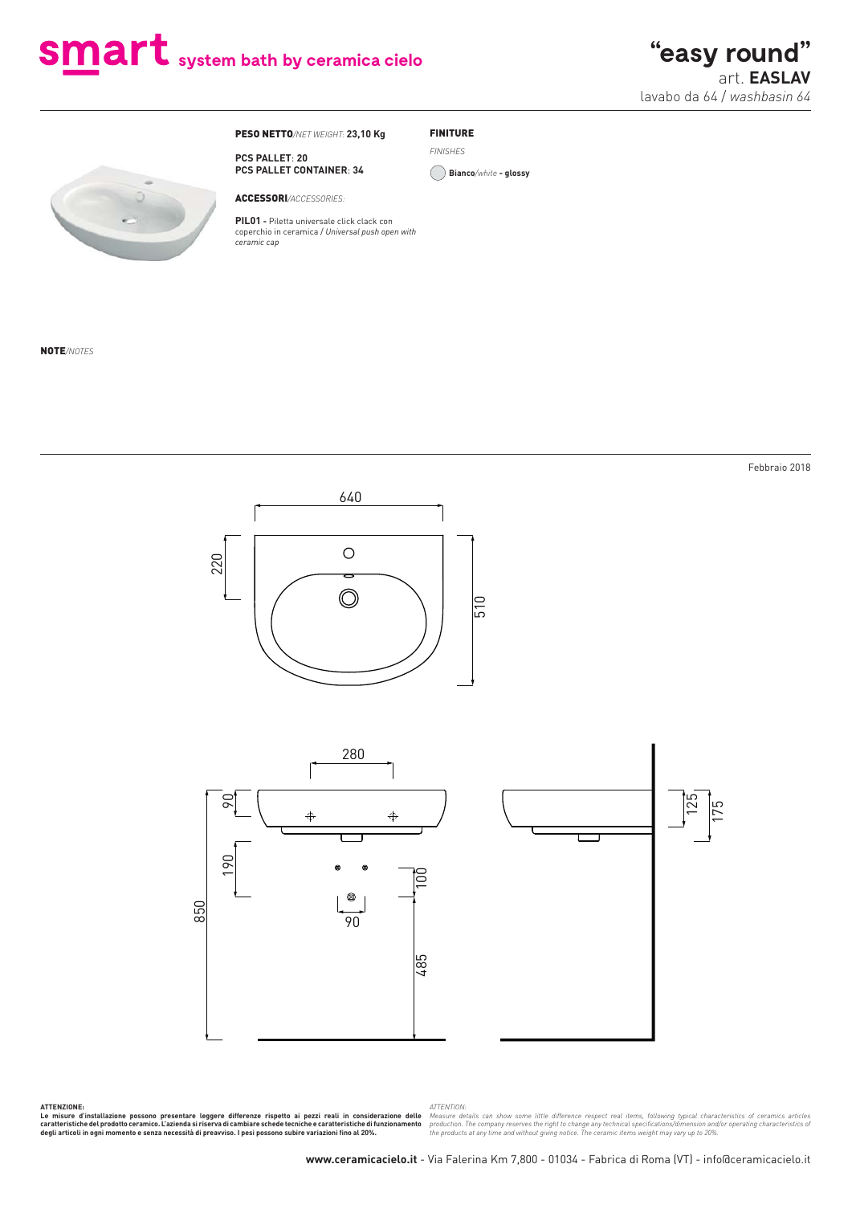# smart system bath by ceramica cielo

## "easy round"

art. **EASLAV**

lavabo da 64 / *washbasin 64*

**PESO NETTO**/*NET WEIGHT*: **23,10 Kg**

**PCS PALLET**: **20**
**PCS PALLET CONTAINER**: **34**

**ACCESSORI**/*ACCESSORIES*:

**PIL01 -** Piletta universale click clack con coperchio in ceramica / *Universal push open with ceramic cap*

**FINITURE**

*FINISHES*

**Bianco**/*white* **- glossy**

**NOTE**/*NOTES*

Febbraio 2018

640
220
510
280
90
190
850
100
90
485
125
175

**ATTENZIONE:**
**Le misure d'installazione possono presentare leggere differenze rispetto ai pezzi reali in considerazione delle caratteristiche del prodotto ceramico. L'azienda si riserva di cambiare schede tecniche e caratteristiche di funzionamento degli articoli in ogni momento e senza necessità di preavviso. I pesi possono subire variazioni fino al 20%.**

*ATTENTION:*
*Measure details can show some little difference respect real items, following typical characteristics of ceramics articles production. The company reserves the right to change any technical specifications/dimension and/or operating characteristics of the products at any time and without giving notice. The ceramic items weight may vary up to 20%.*

**www.ceramicacielo.it** - Via Falerina Km 7,800 - 01034 - Fabrica di Roma (VT) - info@ceramicacielo.it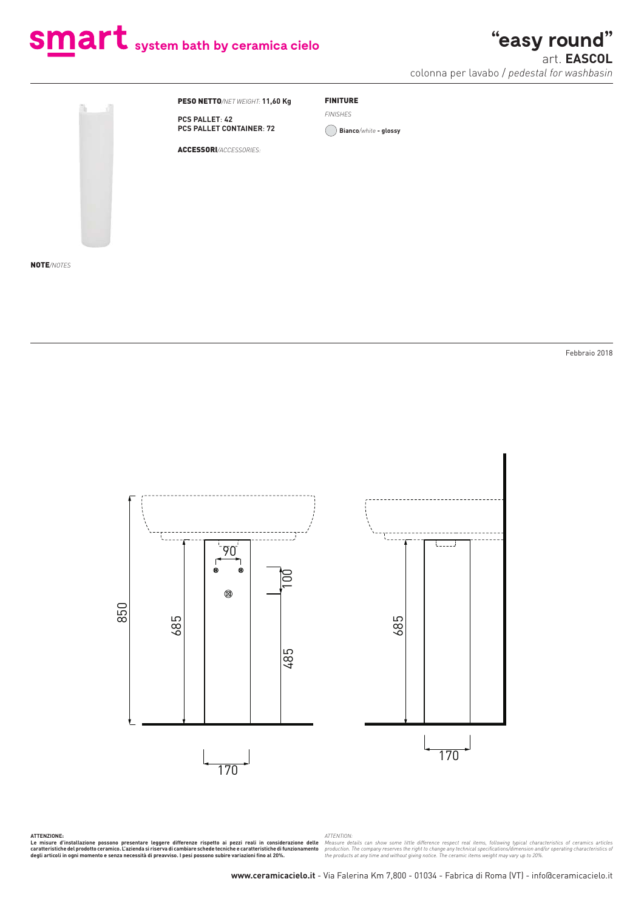# smart system bath by ceramica cielo

## "easy round"

art. **EASCOL**

colonna per lavabo / *pedestal for washbasin*

**PESO NETTO**/*NET WEIGHT*: **11,60 Kg**

**PCS PALLET**: **42**
**PCS PALLET CONTAINER**: **72**

**ACCESSORI**/*ACCESSORIES*:

**FINITURE**

*FINISHES*

**Bianco**/*white* - **glossy**

**NOTE**/*NOTES*

Febbraio 2018

850
685
90
100
485
170
685
170

**ATTENZIONE:**
**Le misure d'installazione possono presentare leggere differenze rispetto ai pezzi reali in considerazione delle caratteristiche del prodotto ceramico. L'azienda si riserva di cambiare schede tecniche e caratteristiche di funzionamento degli articoli in ogni momento e senza necessità di preavviso. I pesi possono subire variazioni fino al 20%.**

*ATTENTION:*
*Measure details can show some little difference respect real items, following typical characteristics of ceramics articles production. The company reserves the right to change any technical specifications/dimension and/or operating characteristics of the products at any time and without giving notice. The ceramic items weight may vary up to 20%.*

**www.ceramicacielo.it** - Via Falerina Km 7,800 - 01034 - Fabrica di Roma (VT) - info@ceramicacielo.it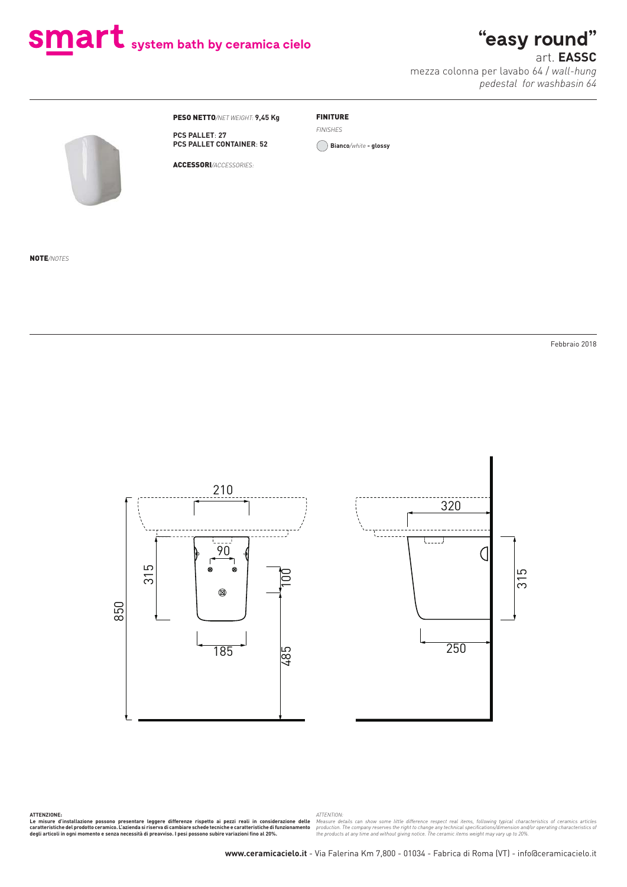# smart system bath by ceramica cielo

## "easy round"

art. **EASSC**

mezza colonna per lavabo 64 / *wall-hung pedestal for washbasin 64*

**PESO NETTO**/*NET WEIGHT*: **9,45 Kg**

**PCS PALLET**: **27**
**PCS PALLET CONTAINER**: **52**

**ACCESSORI**/*ACCESSORIES*:

**FINITURE**
*FINISHES*

**Bianco**/*white* **- glossy**

**NOTE**/*NOTES*

Febbraio 2018

210
90
315
850
100
485
185
320
315
250

**ATTENZIONE:**
**Le misure d'installazione possono presentare leggere differenze rispetto ai pezzi reali in considerazione delle caratteristiche del prodotto ceramico. L'azienda si riserva di cambiare schede tecniche e caratteristiche di funzionamento degli articoli in ogni momento e senza necessità di preavviso. I pesi possono subire variazioni fino al 20%.**

*ATTENTION:*
*Measure details can show some little difference respect real items, following typical characteristics of ceramics articles production. The company reserves the right to change any technical specifications/dimension and/or operating characteristics of the products at any time and without giving notice. The ceramic items weight may vary up to 20%.*

**www.ceramicacielo.it** - Via Falerina Km 7,800 - 01034 - Fabrica di Roma (VT) - info@ceramicacielo.it